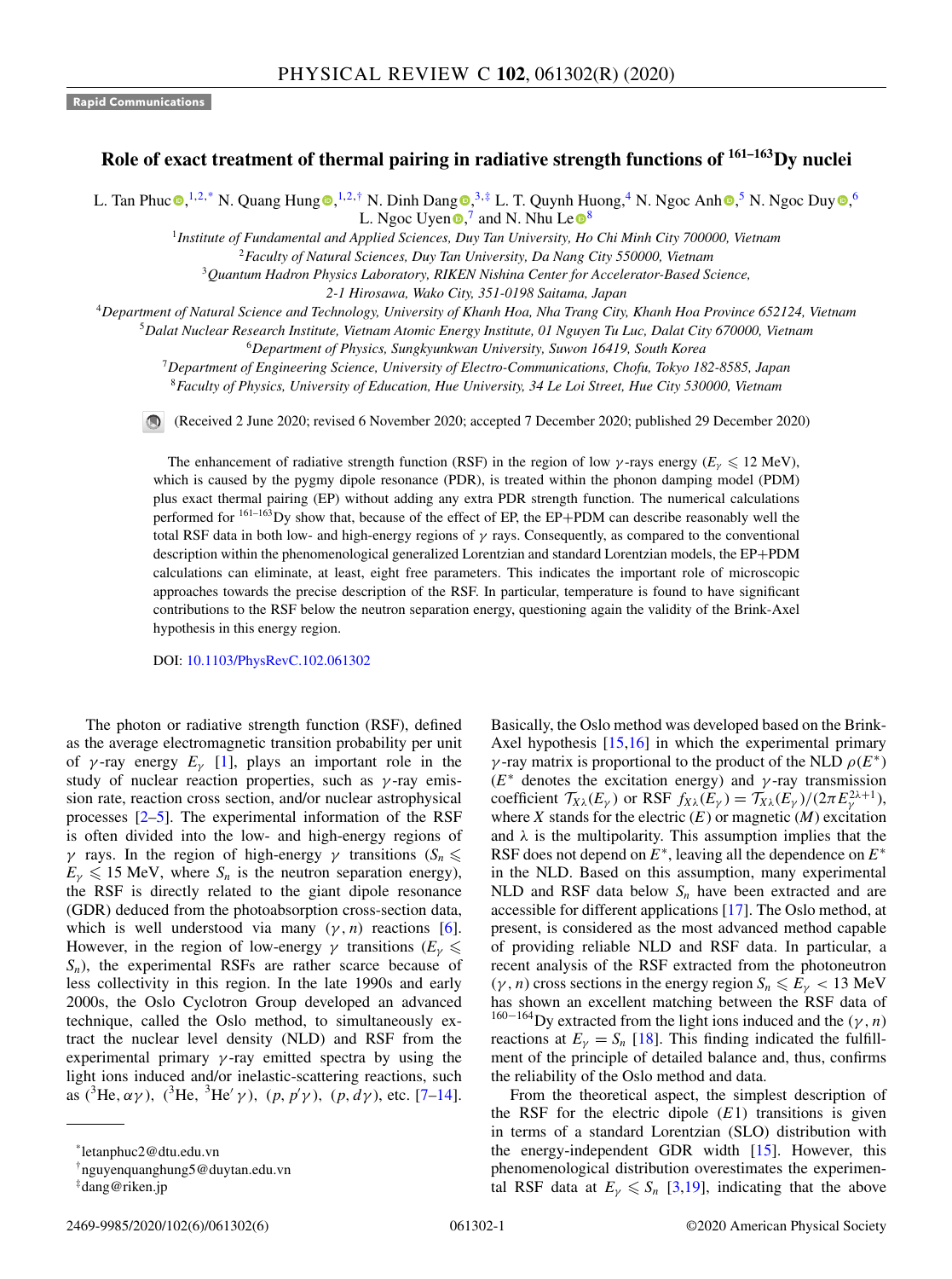**Rapid Communications**

# Role of exact treatment of thermal pairing in radiative strength functions of $^{161-163}$Dy nuclei

L. Tan Phuc,[1,2,*] N. Quang Hung,[1,2,†] N. Dinh Dang,[3,‡] L. T. Quynh Huong,[4] N. Ngoc Anh,[5] N. Ngoc Duy,[6] L. Ngoc Uyen,[7] and N. Nhu Le[8]

[1]*Institute of Fundamental and Applied Sciences, Duy Tan University, Ho Chi Minh City 700000, Vietnam*
[2]*Faculty of Natural Sciences, Duy Tan University, Da Nang City 550000, Vietnam*
[3]*Quantum Hadron Physics Laboratory, RIKEN Nishina Center for Accelerator-Based Science, 2-1 Hirosawa, Wako City, 351-0198 Saitama, Japan*
[4]*Department of Natural Science and Technology, University of Khanh Hoa, Nha Trang City, Khanh Hoa Province 652124, Vietnam*
[5]*Dalat Nuclear Research Institute, Vietnam Atomic Energy Institute, 01 Nguyen Tu Luc, Dalat City 670000, Vietnam*
[6]*Department of Physics, Sungkyunkwan University, Suwon 16419, South Korea*
[7]*Department of Engineering Science, University of Electro-Communications, Chofu, Tokyo 182-8585, Japan*
[8]*Faculty of Physics, University of Education, Hue University, 34 Le Loi Street, Hue City 530000, Vietnam*

(Received 2 June 2020; revised 6 November 2020; accepted 7 December 2020; published 29 December 2020)

The enhancement of radiative strength function (RSF) in the region of low $\gamma$-rays energy ($E_\gamma \leqslant 12$ MeV), which is caused by the pygmy dipole resonance (PDR), is treated within the phonon damping model (PDM) plus exact thermal pairing (EP) without adding any extra PDR strength function. The numerical calculations performed for $^{161-163}$Dy show that, because of the effect of EP, the EP+PDM can describe reasonably well the total RSF data in both low- and high-energy regions of $\gamma$ rays. Consequently, as compared to the conventional description within the phenomenological generalized Lorentzian and standard Lorentzian models, the EP+PDM calculations can eliminate, at least, eight free parameters. This indicates the important role of microscopic approaches towards the precise description of the RSF. In particular, temperature is found to have significant contributions to the RSF below the neutron separation energy, questioning again the validity of the Brink-Axel hypothesis in this energy region.

DOI: 10.1103/PhysRevC.102.061302

The photon or radiative strength function (RSF), defined as the average electromagnetic transition probability per unit of $\gamma$-ray energy $E_\gamma$ [1], plays an important role in the study of nuclear reaction properties, such as $\gamma$-ray emission rate, reaction cross section, and/or nuclear astrophysical processes [2–5]. The experimental information of the RSF is often divided into the low- and high-energy regions of $\gamma$ rays. In the region of high-energy $\gamma$ transitions ($S_n \leqslant E_\gamma \leqslant 15$ MeV, where $S_n$ is the neutron separation energy), the RSF is directly related to the giant dipole resonance (GDR) deduced from the photoabsorption cross-section data, which is well understood via many $(\gamma, n)$ reactions [6]. However, in the region of low-energy $\gamma$ transitions ($E_\gamma \leqslant S_n$), the experimental RSFs are rather scarce because of less collectivity in this region. In the late 1990s and early 2000s, the Oslo Cyclotron Group developed an advanced technique, called the Oslo method, to simultaneously extract the nuclear level density (NLD) and RSF from the experimental primary $\gamma$-ray emitted spectra by using the light ions induced and/or inelastic-scattering reactions, such as ($^3$He, $\alpha\gamma$), ($^3$He, $^3$He$'\gamma$), $(p, p'\gamma)$, $(p, d\gamma)$, etc. [7–14].

Basically, the Oslo method was developed based on the Brink-Axel hypothesis [15,16] in which the experimental primary $\gamma$-ray matrix is proportional to the product of the NLD $\rho(E^*)$ ($E^*$ denotes the excitation energy) and $\gamma$-ray transmission coefficient $\mathcal{T}_{X\lambda}(E_\gamma)$ or RSF $f_{X\lambda}(E_\gamma) = \mathcal{T}_{X\lambda}(E_\gamma)/(2\pi E_\gamma^{2\lambda+1})$, where $X$ stands for the electric ($E$) or magnetic ($M$) excitation and $\lambda$ is the multipolarity. This assumption implies that the RSF does not depend on $E^*$, leaving all the dependence on $E^*$ in the NLD. Based on this assumption, many experimental NLD and RSF data below $S_n$ have been extracted and are accessible for different applications [17]. The Oslo method, at present, is considered as the most advanced method capable of providing reliable NLD and RSF data. In particular, a recent analysis of the RSF extracted from the photoneutron $(\gamma, n)$ cross sections in the energy region $S_n \leqslant E_\gamma < 13$ MeV has shown an excellent matching between the RSF data of $^{160-164}$Dy extracted from the light ions induced and the $(\gamma, n)$ reactions at $E_\gamma = S_n$ [18]. This finding indicated the fulfillment of the principle of detailed balance and, thus, confirms the reliability of the Oslo method and data.

From the theoretical aspect, the simplest description of the RSF for the electric dipole ($E1$) transitions is given in terms of a standard Lorentzian (SLO) distribution with the energy-independent GDR width [15]. However, this phenomenological distribution overestimates the experimental RSF data at $E_\gamma \leqslant S_n$ [3,19], indicating that the above

---
*letanphuc2@dtu.edu.vn
†nguyenquanghung5@duytan.edu.vn
‡dang@riken.jp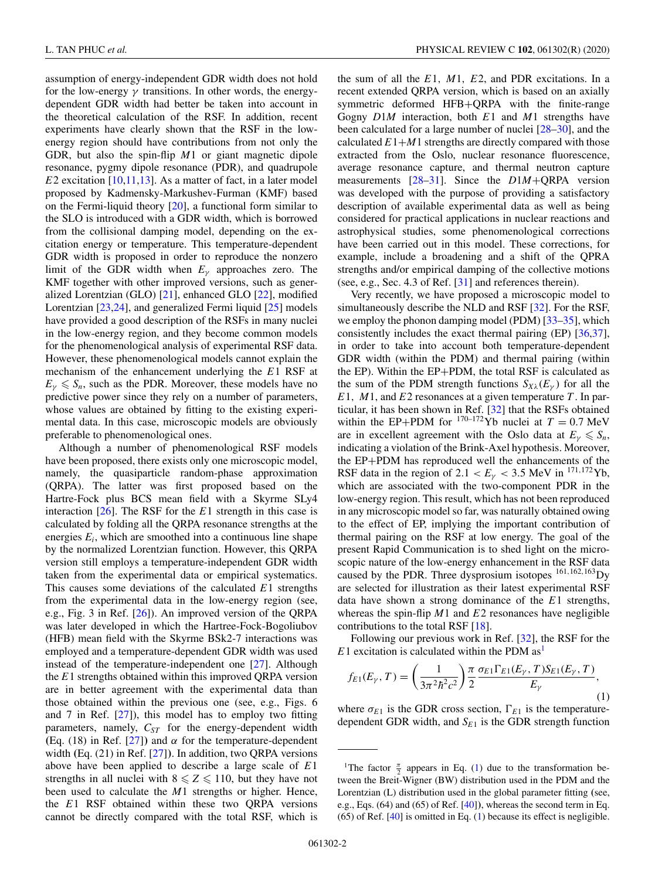assumption of energy-independent GDR width does not hold for the low-energy $\gamma$ transitions. In other words, the energy-dependent GDR width had better be taken into account in the theoretical calculation of the RSF. In addition, recent experiments have clearly shown that the RSF in the low-energy region should have contributions from not only the GDR, but also the spin-flip $M1$ or giant magnetic dipole resonance, pygmy dipole resonance (PDR), and quadrupole $E2$ excitation [10,11,13]. As a matter of fact, in a later model proposed by Kadmensky-Markushev-Furman (KMF) based on the Fermi-liquid theory [20], a functional form similar to the SLO is introduced with a GDR width, which is borrowed from the collisional damping model, depending on the excitation energy or temperature. This temperature-dependent GDR width is proposed in order to reproduce the nonzero limit of the GDR width when $E_\gamma$ approaches zero. The KMF together with other improved versions, such as generalized Lorentzian (GLO) [21], enhanced GLO [22], modified Lorentzian [23,24], and generalized Fermi liquid [25] models have provided a good description of the RSFs in many nuclei in the low-energy region, and they become common models for the phenomenological analysis of experimental RSF data. However, these phenomenological models cannot explain the mechanism of the enhancement underlying the $E1$ RSF at $E_\gamma \leqslant S_n$, such as the PDR. Moreover, these models have no predictive power since they rely on a number of parameters, whose values are obtained by fitting to the existing experimental data. In this case, microscopic models are obviously preferable to phenomenological ones.

Although a number of phenomenological RSF models have been proposed, there exists only one microscopic model, namely, the quasiparticle random-phase approximation (QRPA). The latter was first proposed based on the Hartree-Fock plus BCS mean field with a Skyrme SLy4 interaction [26]. The RSF for the $E1$ strength in this case is calculated by folding all the QRPA resonance strengths at the energies $E_i$, which are smoothed into a continuous line shape by the normalized Lorentzian function. However, this QRPA version still employs a temperature-independent GDR width taken from the experimental data or empirical systematics. This causes some deviations of the calculated $E1$ strengths from the experimental data in the low-energy region (see, e.g., Fig. 3 in Ref. [26]). An improved version of the QRPA was later developed in which the Hartree-Fock-Bogoliubov (HFB) mean field with the Skyrme BSk2-7 interactions was employed and a temperature-dependent GDR width was used instead of the temperature-independent one [27]. Although the $E1$ strengths obtained within this improved QRPA version are in better agreement with the experimental data than those obtained within the previous one (see, e.g., Figs. 6 and 7 in Ref. [27]), this model has to employ two fitting parameters, namely, $C_{ST}$ for the energy-dependent width (Eq. (18) in Ref. [27]) and $\alpha$ for the temperature-dependent width (Eq. (21) in Ref. [27]). In addition, two QRPA versions above have been applied to describe a large scale of $E1$ strengths in all nuclei with $8 \leqslant Z \leqslant 110$, but they have not been used to calculate the $M1$ strengths or higher. Hence, the $E1$ RSF obtained within these two QRPA versions cannot be directly compared with the total RSF, which is the sum of all the $E1$, $M1$, $E2$, and PDR excitations. In a recent extended QRPA version, which is based on an axially symmetric deformed HFB+QRPA with the finite-range Gogny $D1M$ interaction, both $E1$ and $M1$ strengths have been calculated for a large number of nuclei [28–30], and the calculated $E1$+$M1$ strengths are directly compared with those extracted from the Oslo, nuclear resonance fluorescence, average resonance capture, and thermal neutron capture measurements [28–31]. Since the $D1M$+QRPA version was developed with the purpose of providing a satisfactory description of available experimental data as well as being considered for practical applications in nuclear reactions and astrophysical studies, some phenomenological corrections have been carried out in this model. These corrections, for example, include a broadening and a shift of the QPRA strengths and/or empirical damping of the collective motions (see, e.g., Sec. 4.3 of Ref. [31] and references therein).

Very recently, we have proposed a microscopic model to simultaneously describe the NLD and RSF [32]. For the RSF, we employ the phonon damping model (PDM) [33–35], which consistently includes the exact thermal pairing (EP) [36,37], in order to take into account both temperature-dependent GDR width (within the PDM) and thermal pairing (within the EP). Within the EP+PDM, the total RSF is calculated as the sum of the PDM strength functions $S_{X\lambda}(E_\gamma)$ for all the $E1$, $M1$, and $E2$ resonances at a given temperature $T$. In particular, it has been shown in Ref. [32] that the RSFs obtained within the EP+PDM for $^{170-172}$Yb nuclei at $T = 0.7$ MeV are in excellent agreement with the Oslo data at $E_\gamma \leqslant S_n$, indicating a violation of the Brink-Axel hypothesis. Moreover, the EP+PDM has reproduced well the enhancements of the RSF data in the region of $2.1 < E_\gamma < 3.5$ MeV in $^{171,172}$Yb, which are associated with the two-component PDR in the low-energy region. This result, which has not been reproduced in any microscopic model so far, was naturally obtained owing to the effect of EP, implying the important contribution of thermal pairing on the RSF at low energy. The goal of the present Rapid Communication is to shed light on the microscopic nature of the low-energy enhancement in the RSF data caused by the PDR. Three dysprosium isotopes $^{161,162,163}$Dy are selected for illustration as their latest experimental RSF data have shown a strong dominance of the $E1$ strengths, whereas the spin-flip $M1$ and $E2$ resonances have negligible contributions to the total RSF [18].

Following our previous work in Ref. [32], the RSF for the $E1$ excitation is calculated within the PDM as[1]

$$f_{E1}(E_\gamma, T) = \left(\frac{1}{3\pi^2\hbar^2c^2}\right)\frac{\pi}{2}\frac{\sigma_{E1}\Gamma_{E1}(E_\gamma, T)S_{E1}(E_\gamma, T)}{E_\gamma}, \tag{1}$$

where $\sigma_{E1}$ is the GDR cross section, $\Gamma_{E1}$ is the temperature-dependent GDR width, and $S_{E1}$ is the GDR strength function

[1] The factor $\frac{\pi}{2}$ appears in Eq. (1) due to the transformation between the Breit-Wigner (BW) distribution used in the PDM and the Lorentzian (L) distribution used in the global parameter fitting (see, e.g., Eqs. (64) and (65) of Ref. [40]), whereas the second term in Eq. (65) of Ref. [40] is omitted in Eq. (1) because its effect is negligible.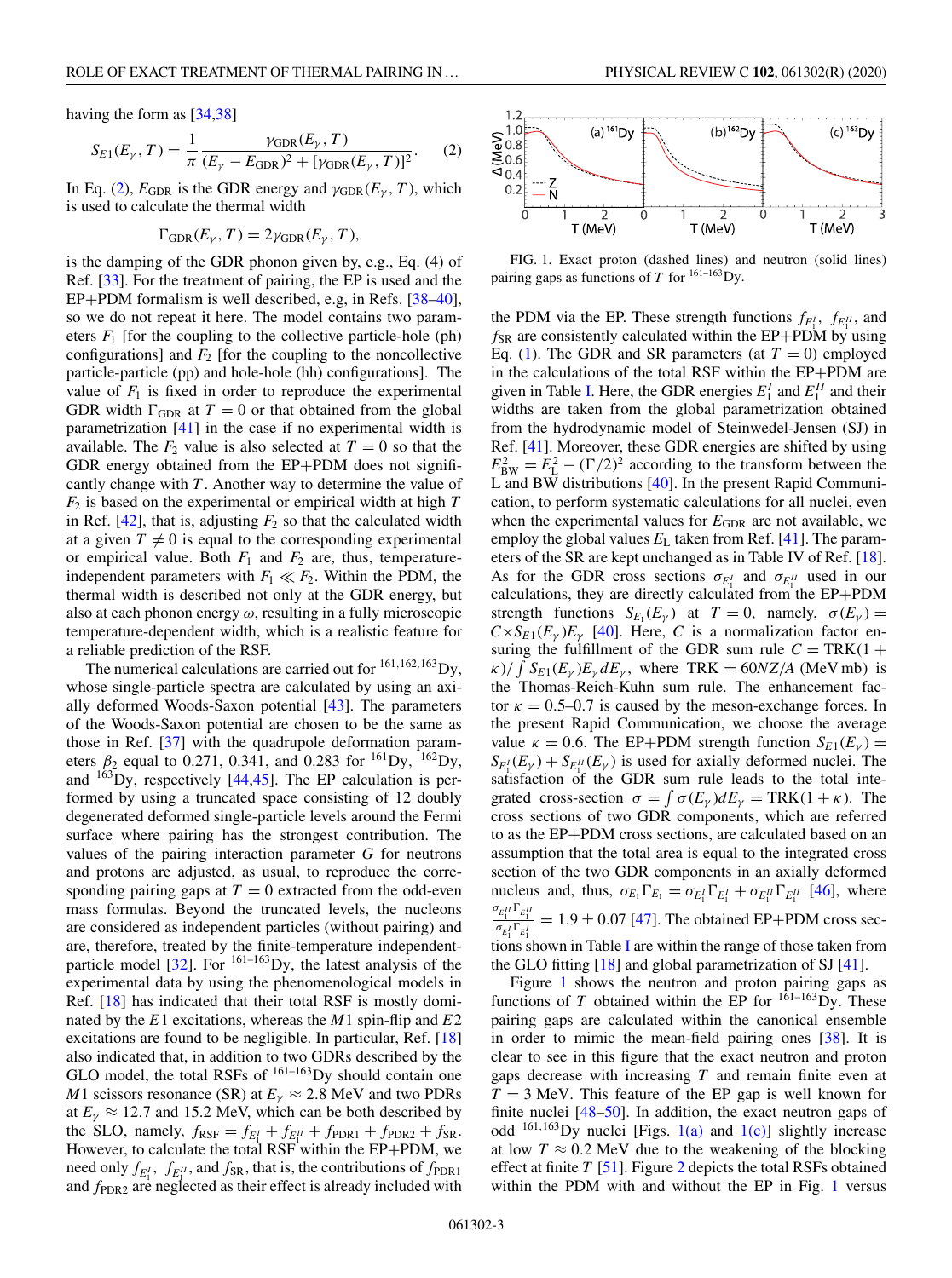having the form as [34,38]

$$S_{E1}(E_\gamma, T) = \frac{1}{\pi}\frac{\gamma_{\rm GDR}(E_\gamma, T)}{(E_\gamma - E_{\rm GDR})^2 + [\gamma_{\rm GDR}(E_\gamma, T)]^2}. \quad (2)$$

In Eq. (2), $E_{\rm GDR}$ is the GDR energy and $\gamma_{\rm GDR}(E_\gamma, T)$, which is used to calculate the thermal width

$$\Gamma_{\rm GDR}(E_\gamma, T) = 2\gamma_{\rm GDR}(E_\gamma, T),$$

is the damping of the GDR phonon given by, e.g., Eq. (4) of Ref. [33]. For the treatment of pairing, the EP is used and the EP+PDM formalism is well described, e.g, in Refs. [38–40], so we do not repeat it here. The model contains two parameters $F_1$ [for the coupling to the collective particle-hole (ph) configurations] and $F_2$ [for the coupling to the noncollective particle-particle (pp) and hole-hole (hh) configurations]. The value of $F_1$ is fixed in order to reproduce the experimental GDR width $\Gamma_{\rm GDR}$ at $T = 0$ or that obtained from the global parametrization [41] in the case if no experimental width is available. The $F_2$ value is also selected at $T = 0$ so that the GDR energy obtained from the EP+PDM does not significantly change with $T$. Another way to determine the value of $F_2$ is based on the experimental or empirical width at high $T$ in Ref. [42], that is, adjusting $F_2$ so that the calculated width at a given $T \neq 0$ is equal to the corresponding experimental or empirical value. Both $F_1$ and $F_2$ are, thus, temperature-independent parameters with $F_1 \ll F_2$. Within the PDM, the thermal width is described not only at the GDR energy, but also at each phonon energy $\omega$, resulting in a fully microscopic temperature-dependent width, which is a realistic feature for a reliable prediction of the RSF.

The numerical calculations are carried out for $^{161,162,163}$Dy, whose single-particle spectra are calculated by using an axially deformed Woods-Saxon potential [43]. The parameters of the Woods-Saxon potential are chosen to be the same as those in Ref. [37] with the quadrupole deformation parameters $\beta_2$ equal to 0.271, 0.341, and 0.283 for $^{161}$Dy, $^{162}$Dy, and $^{163}$Dy, respectively [44,45]. The EP calculation is performed by using a truncated space consisting of 12 doubly degenerated deformed single-particle levels around the Fermi surface where pairing has the strongest contribution. The values of the pairing interaction parameter $G$ for neutrons and protons are adjusted, as usual, to reproduce the corresponding pairing gaps at $T = 0$ extracted from the odd-even mass formulas. Beyond the truncated levels, the nucleons are considered as independent particles (without pairing) and are, therefore, treated by the finite-temperature independent-particle model [32]. For $^{161-163}$Dy, the latest analysis of the experimental data by using the phenomenological models in Ref. [18] has indicated that their total RSF is mostly dominated by the $E1$ excitations, whereas the $M1$ spin-flip and $E2$ excitations are found to be negligible. In particular, Ref. [18] also indicated that, in addition to two GDRs described by the GLO model, the total RSFs of $^{161-163}$Dy should contain one $M1$ scissors resonance (SR) at $E_\gamma \approx 2.8$ MeV and two PDRs at $E_\gamma \approx 12.7$ and 15.2 MeV, which can be both described by the SLO, namely, $f_{\rm RSF} = f_{E_1^I} + f_{E_1^{II}} + f_{\rm PDR1} + f_{\rm PDR2} + f_{\rm SR}$. However, to calculate the total RSF within the EP+PDM, we need only $f_{E_1^I}$, $f_{E_1^{II}}$, and $f_{\rm SR}$, that is, the contributions of $f_{\rm PDR1}$ and $f_{\rm PDR2}$ are neglected as their effect is already included within the PDM via the EP. These strength functions $f_{E_1^I}$, $f_{E_1^{II}}$, and $f_{\rm SR}$ are consistently calculated within the EP+PDM by using Eq. (1). The GDR and SR parameters (at $T = 0$) employed in the calculations of the total RSF within the EP+PDM are given in Table I. Here, the GDR energies $E_1^I$ and $E_1^{II}$ and their widths are taken from the global parametrization obtained from the hydrodynamic model of Steinwedel-Jensen (SJ) in Ref. [41]. Moreover, these GDR energies are shifted by using $E_{\rm BW}^2 = E_{\rm L}^2 - (\Gamma/2)^2$ according to the transform between the L and BW distributions [40]. In the present Rapid Communication, to perform systematic calculations for all nuclei, even when the experimental values for $E_{\rm GDR}$ are not available, we employ the global values $E_{\rm L}$ taken from Ref. [41]. The parameters of the SR are kept unchanged as in Table IV of Ref. [18]. As for the GDR cross sections $\sigma_{E_1^I}$ and $\sigma_{E_1^{II}}$ used in our calculations, they are directly calculated from the EP+PDM strength functions $S_{E_1}(E_\gamma)$ at $T = 0$, namely, $\sigma(E_\gamma) = C \times S_{E1}(E_\gamma)E_\gamma$ [40]. Here, $C$ is a normalization factor ensuring the fulfillment of the GDR sum rule $C = {\rm TRK}(1 + \kappa)/\int S_{E1}(E_\gamma)E_\gamma dE_\gamma$, where ${\rm TRK} = 60NZ/A$ (MeV mb) is the Thomas-Reich-Kuhn sum rule. The enhancement factor $\kappa = 0.5$–0.7 is caused by the meson-exchange forces. In the present Rapid Communication, we choose the average value $\kappa = 0.6$. The EP+PDM strength function $S_{E1}(E_\gamma) = S_{E_1^I}(E_\gamma) + S_{E_1^{II}}(E_\gamma)$ is used for axially deformed nuclei. The satisfaction of the GDR sum rule leads to the total integrated cross-section $\sigma = \int \sigma(E_\gamma)dE_\gamma = {\rm TRK}(1 + \kappa)$. The cross sections of two GDR components, which are referred to as the EP+PDM cross sections, are calculated based on an assumption that the total area is equal to the integrated cross section of the two GDR components in an axially deformed nucleus and, thus, $\sigma_{E_1}\Gamma_{E_1} = \sigma_{E_1^I}\Gamma_{E_1^I} + \sigma_{E_1^{II}}\Gamma_{E_1^{II}}$ [46], where $\frac{\sigma_{E_1^{II}}\Gamma_{E_1^{II}}}{\sigma_{E_1^I}\Gamma_{E_1^I}} = 1.9 \pm 0.07$ [47]. The obtained EP+PDM cross sections shown in Table I are within the range of those taken from the GLO fitting [18] and global parametrization of SJ [41].

FIG. 1. Exact proton (dashed lines) and neutron (solid lines) pairing gaps as functions of $T$ for $^{161-163}$Dy.

Figure 1 shows the neutron and proton pairing gaps as functions of $T$ obtained within the EP for $^{161-163}$Dy. These pairing gaps are calculated within the canonical ensemble in order to mimic the mean-field pairing ones [38]. It is clear to see in this figure that the exact neutron and proton gaps decrease with increasing $T$ and remain finite even at $T = 3$ MeV. This feature of the EP gap is well known for finite nuclei [48–50]. In addition, the exact neutron gaps of odd $^{161,163}$Dy nuclei [Figs. 1(a) and 1(c)] slightly increase at low $T \approx 0.2$ MeV due to the weakening of the blocking effect at finite $T$ [51]. Figure 2 depicts the total RSFs obtained within the PDM with and without the EP in Fig. 1 versus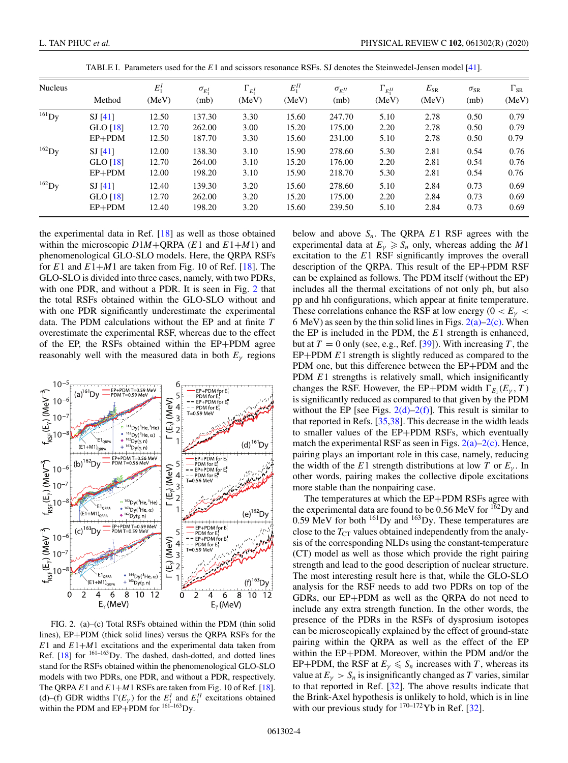TABLE I. Parameters used for the $E1$ and scissors resonance RSFs. SJ denotes the Steinwedel-Jensen model [41].

| Nucleus | Method | $E_1^I$ (MeV) | $\sigma_{E_1^I}$ (mb) | $\Gamma_{E_1^I}$ (MeV) | $E_1^{II}$ (MeV) | $\sigma_{E_1^{II}}$ (mb) | $\Gamma_{E_1^{II}}$ (MeV) | $E_{\rm SR}$ (MeV) | $\sigma_{\rm SR}$ (mb) | $\Gamma_{\rm SR}$ (MeV) |
|---|---|---|---|---|---|---|---|---|---|---|
| $^{161}$Dy | SJ [41] | 12.50 | 137.30 | 3.30 | 15.60 | 247.70 | 5.10 | 2.78 | 0.50 | 0.79 |
| | GLO [18] | 12.70 | 262.00 | 3.00 | 15.20 | 175.00 | 2.20 | 2.78 | 0.50 | 0.79 |
| | EP+PDM | 12.50 | 187.70 | 3.30 | 15.60 | 231.00 | 5.10 | 2.78 | 0.50 | 0.79 |
| $^{162}$Dy | SJ [41] | 12.00 | 138.30 | 3.10 | 15.90 | 278.60 | 5.30 | 2.81 | 0.54 | 0.76 |
| | GLO [18] | 12.70 | 264.00 | 3.10 | 15.20 | 176.00 | 2.20 | 2.81 | 0.54 | 0.76 |
| | EP+PDM | 12.00 | 198.20 | 3.10 | 15.90 | 218.70 | 5.30 | 2.81 | 0.54 | 0.76 |
| $^{162}$Dy | SJ [41] | 12.40 | 139.30 | 3.20 | 15.60 | 278.60 | 5.10 | 2.84 | 0.73 | 0.69 |
| | GLO [18] | 12.70 | 262.00 | 3.20 | 15.20 | 175.00 | 2.20 | 2.84 | 0.73 | 0.69 |
| | EP+PDM | 12.40 | 198.20 | 3.20 | 15.60 | 239.50 | 5.10 | 2.84 | 0.73 | 0.69 |

the experimental data in Ref. [18] as well as those obtained within the microscopic $D1M$+QRPA ($E1$ and $E1$+$M1$) and phenomenological GLO-SLO models. Here, the QRPA RSFs for $E1$ and $E1$+$M1$ are taken from Fig. 10 of Ref. [18]. The GLO-SLO is divided into three cases, namely, with two PDRs, with one PDR, and without a PDR. It is seen in Fig. 2 that the total RSFs obtained within the GLO-SLO without and with one PDR significantly underestimate the experimental data. The PDM calculations without the EP and at finite $T$ overestimate the experimental RSF, whereas due to the effect of the EP, the RSFs obtained within the EP+PDM agree reasonably well with the measured data in both $E_\gamma$ regions below and above $S_n$. The QRPA $E1$ RSF agrees with the experimental data at $E_\gamma \geqslant S_n$ only, whereas adding the $M1$ excitation to the $E1$ RSF significantly improves the overall description of the QRPA. This result of the EP+PDM RSF can be explained as follows. The PDM itself (without the EP) includes all the thermal excitations of not only ph, but also pp and hh configurations, which appear at finite temperature. These correlations enhance the RSF at low energy ($0 < E_\gamma < 6$ MeV) as seen by the thin solid lines in Figs. 2(a)–2(c). When the EP is included in the PDM, the $E1$ strength is enhanced, but at $T = 0$ only (see, e.g., Ref. [39]). With increasing $T$, the EP+PDM $E1$ strength is slightly reduced as compared to the PDM one, but this difference between the EP+PDM and the PDM $E1$ strengths is relatively small, which insignificantly changes the RSF. However, the EP+PDM width $\Gamma_{E_1}(E_\gamma, T)$ is significantly reduced as compared to that given by the PDM without the EP [see Figs. 2(d)–2(f)]. This result is similar to that reported in Refs. [35,38]. This decrease in the width leads to smaller values of the EP+PDM RSFs, which eventually match the experimental RSF as seen in Figs. 2(a)–2(c). Hence, pairing plays an important role in this case, namely, reducing the width of the $E1$ strength distributions at low $T$ or $E_\gamma$. In other words, pairing makes the collective dipole excitations more stable than the nonpairing case.

The temperatures at which the EP+PDM RSFs agree with the experimental data are found to be 0.56 MeV for $^{162}$Dy and 0.59 MeV for both $^{161}$Dy and $^{163}$Dy. These temperatures are close to the $T_{\rm CT}$ values obtained independently from the analysis of the corresponding NLDs using the constant-temperature (CT) model as well as those which provide the right pairing strength and lead to the good description of nuclear structure. The most interesting result here is that, while the GLO-SLO analysis for the RSF needs to add two PDRs on top of the GDRs, our EP+PDM as well as the QRPA do not need to include any extra strength function. In the other words, the presence of the PDRs in the RSFs of dysprosium isotopes can be microscopically explained by the effect of ground-state pairing within the QRPA as well as the effect of the EP within the EP+PDM. Moreover, within the PDM and/or the EP+PDM, the RSF at $E_\gamma \leqslant S_n$ increases with $T$, whereas its value at $E_\gamma > S_n$ is insignificantly changed as $T$ varies, similar to that reported in Ref. [32]. The above results indicate that the Brink-Axel hypothesis is unlikely to hold, which is in line with our previous study for $^{170-172}$Yb in Ref. [32].

FIG. 2. (a)–(c) Total RSFs obtained within the PDM (thin solid lines), EP+PDM (thick solid lines) versus the QRPA RSFs for the $E1$ and $E1$+$M1$ excitations and the experimental data taken from Ref. [18] for $^{161-163}$Dy. The dashed, dash-dotted, and dotted lines stand for the RSFs obtained within the phenomenological GLO-SLO models with two PDRs, one PDR, and without a PDR, respectively. The QRPA $E1$ and $E1$+$M1$ RSFs are taken from Fig. 10 of Ref. [18]. (d)–(f) GDR widths $\Gamma(E_\gamma)$ for the $E_1^I$ and $E_1^{II}$ excitations obtained within the PDM and EP+PDM for $^{161-163}$Dy.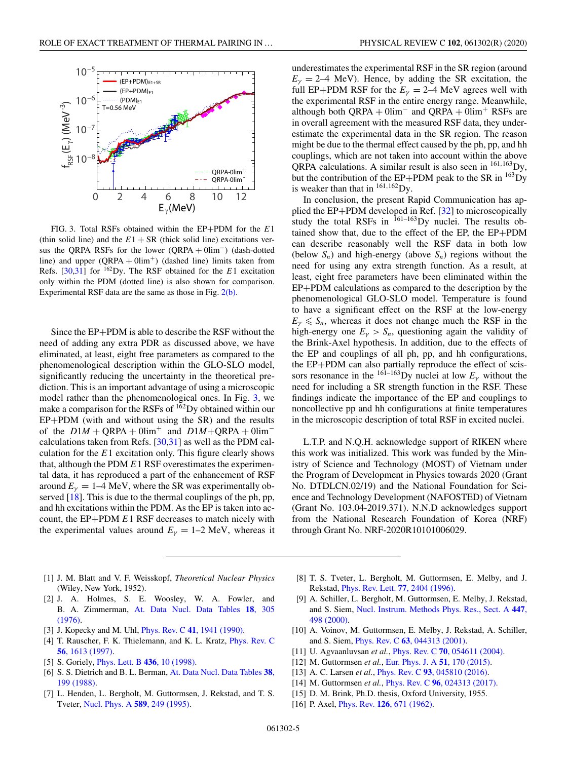FIG. 3. Total RSFs obtained within the EP+PDM for the $E1$ (thin solid line) and the $E1 + \mathrm{SR}$ (thick solid line) excitations versus the QRPA RSFs for the lower (QRPA + 0lim$^-$) (dash-dotted line) and upper (QRPA + 0lim$^+$) (dashed line) limits taken from Refs. [30,31] for $^{162}$Dy. The RSF obtained for the $E1$ excitation only within the PDM (dotted line) is also shown for comparison. Experimental RSF data are the same as those in Fig. 2(b).

Since the EP+PDM is able to describe the RSF without the need of adding any extra PDR as discussed above, we have eliminated, at least, eight free parameters as compared to the phenomenological description within the GLO-SLO model, significantly reducing the uncertainty in the theoretical prediction. This is an important advantage of using a microscopic model rather than the phenomenological ones. In Fig. 3, we make a comparison for the RSFs of $^{162}$Dy obtained within our EP+PDM (with and without using the SR) and the results of the $D1M$ + QRPA + 0lim$^+$ and $D1M$+QRPA + 0lim$^-$ calculations taken from Refs. [30,31] as well as the PDM calculation for the $E1$ excitation only. This figure clearly shows that, although the PDM $E1$ RSF overestimates the experimental data, it has reproduced a part of the enhancement of RSF around $E_\gamma = 1$–4 MeV, where the SR was experimentally observed [18]. This is due to the thermal couplings of the ph, pp, and hh excitations within the PDM. As the EP is taken into account, the EP+PDM $E1$ RSF decreases to match nicely with the experimental values around $E_\gamma = 1$–2 MeV, whereas it underestimates the experimental RSF in the SR region (around $E_\gamma = 2$–4 MeV). Hence, by adding the SR excitation, the full EP+PDM RSF for the $E_\gamma = 2$–4 MeV agrees well with the experimental RSF in the entire energy range. Meanwhile, although both QRPA + 0lim$^-$ and QRPA + 0lim$^+$ RSFs are in overall agreement with the measured RSF data, they underestimate the experimental data in the SR region. The reason might be due to the thermal effect caused by the ph, pp, and hh couplings, which are not taken into account within the above QRPA calculations. A similar result is also seen in $^{161,163}$Dy, but the contribution of the EP+PDM peak to the SR in $^{163}$Dy is weaker than that in $^{161,162}$Dy.

In conclusion, the present Rapid Communication has applied the EP+PDM developed in Ref. [32] to microscopically study the total RSFs in $^{161-163}$Dy nuclei. The results obtained show that, due to the effect of the EP, the EP+PDM can describe reasonably well the RSF data in both low (below $S_n$) and high-energy (above $S_n$) regions without the need for using any extra strength function. As a result, at least, eight free parameters have been eliminated within the EP+PDM calculations as compared to the description by the phenomenological GLO-SLO model. Temperature is found to have a significant effect on the RSF at the low-energy $E_\gamma \leqslant S_n$, whereas it does not change much the RSF in the high-energy one $E_\gamma > S_n$, questioning again the validity of the Brink-Axel hypothesis. In addition, due to the effects of the EP and couplings of all ph, pp, and hh configurations, the EP+PDM can also partially reproduce the effect of scissors resonance in the $^{161-163}$Dy nuclei at low $E_\gamma$ without the need for including a SR strength function in the RSF. These findings indicate the importance of the EP and couplings to noncollective pp and hh configurations at finite temperatures in the microscopic description of total RSF in excited nuclei.

L.T.P. and N.Q.H. acknowledge support of RIKEN where this work was initialized. This work was funded by the Ministry of Science and Technology (MOST) of Vietnam under the Program of Development in Physics towards 2020 (Grant No. DTDLCN.02/19) and the National Foundation for Science and Technology Development (NAFOSTED) of Vietnam (Grant No. 103.04-2019.371). N.N.D acknowledges support from the National Research Foundation of Korea (NRF) through Grant No. NRF-2020R10101006029.

---

[1] J. M. Blatt and V. F. Weisskopf, *Theoretical Nuclear Physics* (Wiley, New York, 1952).

[2] J. A. Holmes, S. E. Woosley, W. A. Fowler, and B. A. Zimmerman, At. Data Nucl. Data Tables **18**, 305 (1976).

[3] J. Kopecky and M. Uhl, Phys. Rev. C **41**, 1941 (1990).

[4] T. Rauscher, F. K. Thielemann, and K. L. Kratz, Phys. Rev. C **56**, 1613 (1997).

[5] S. Goriely, Phys. Lett. B **436**, 10 (1998).

[6] S. S. Dietrich and B. L. Berman, At. Data Nucl. Data Tables **38**, 199 (1988).

[7] L. Henden, L. Bergholt, M. Guttormsen, J. Rekstad, and T. S. Tveter, Nucl. Phys. A **589**, 249 (1995).

[8] T. S. Tveter, L. Bergholt, M. Guttormsen, E. Melby, and J. Rekstad, Phys. Rev. Lett. **77**, 2404 (1996).

[9] A. Schiller, L. Bergholt, M. Guttormsen, E. Melby, J. Rekstad, and S. Siem, Nucl. Instrum. Methods Phys. Res., Sect. A **447**, 498 (2000).

[10] A. Voinov, M. Guttormsen, E. Melby, J. Rekstad, A. Schiller, and S. Siem, Phys. Rev. C **63**, 044313 (2001).

[11] U. Agvaanluvsan *et al.*, Phys. Rev. C **70**, 054611 (2004).

[12] M. Guttormsen *et al.*, Eur. Phys. J. A **51**, 170 (2015).

[13] A. C. Larsen *et al.*, Phys. Rev. C **93**, 045810 (2016).

[14] M. Guttormsen *et al.*, Phys. Rev. C **96**, 024313 (2017).

[15] D. M. Brink, Ph.D. thesis, Oxford University, 1955.

[16] P. Axel, Phys. Rev. **126**, 671 (1962).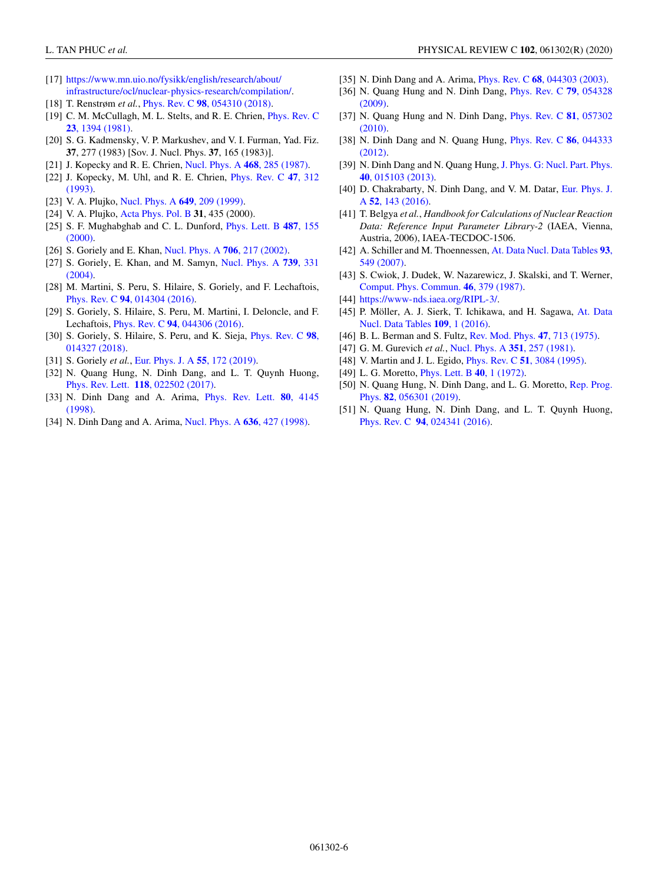[17] https://www.mn.uio.no/fysikk/english/research/about/infrastructure/ocl/nuclear-physics-research/compilation/.

[18] T. Renstrøm *et al.*, Phys. Rev. C **98**, 054310 (2018).

[19] C. M. McCullagh, M. L. Stelts, and R. E. Chrien, Phys. Rev. C **23**, 1394 (1981).

[20] S. G. Kadmensky, V. P. Markushev, and V. I. Furman, Yad. Fiz. **37**, 277 (1983) [Sov. J. Nucl. Phys. **37**, 165 (1983)].

[21] J. Kopecky and R. E. Chrien, Nucl. Phys. A **468**, 285 (1987).

[22] J. Kopecky, M. Uhl, and R. E. Chrien, Phys. Rev. C **47**, 312 (1993).

[23] V. A. Plujko, Nucl. Phys. A **649**, 209 (1999).

[24] V. A. Plujko, Acta Phys. Pol. B **31**, 435 (2000).

[25] S. F. Mughabghab and C. L. Dunford, Phys. Lett. B **487**, 155 (2000).

[26] S. Goriely and E. Khan, Nucl. Phys. A **706**, 217 (2002).

[27] S. Goriely, E. Khan, and M. Samyn, Nucl. Phys. A **739**, 331 (2004).

[28] M. Martini, S. Peru, S. Hilaire, S. Goriely, and F. Lechaftois, Phys. Rev. C **94**, 014304 (2016).

[29] S. Goriely, S. Hilaire, S. Peru, M. Martini, I. Deloncle, and F. Lechaftois, Phys. Rev. C **94**, 044306 (2016).

[30] S. Goriely, S. Hilaire, S. Peru, and K. Sieja, Phys. Rev. C **98**, 014327 (2018).

[31] S. Goriely *et al.*, Eur. Phys. J. A **55**, 172 (2019).

[32] N. Quang Hung, N. Dinh Dang, and L. T. Quynh Huong, Phys. Rev. Lett. **118**, 022502 (2017).

[33] N. Dinh Dang and A. Arima, Phys. Rev. Lett. **80**, 4145 (1998).

[34] N. Dinh Dang and A. Arima, Nucl. Phys. A **636**, 427 (1998).

[35] N. Dinh Dang and A. Arima, Phys. Rev. C **68**, 044303 (2003).

[36] N. Quang Hung and N. Dinh Dang, Phys. Rev. C **79**, 054328 (2009).

[37] N. Quang Hung and N. Dinh Dang, Phys. Rev. C **81**, 057302 (2010).

[38] N. Dinh Dang and N. Quang Hung, Phys. Rev. C **86**, 044333 (2012).

[39] N. Dinh Dang and N. Quang Hung, J. Phys. G: Nucl. Part. Phys. **40**, 015103 (2013).

[40] D. Chakrabarty, N. Dinh Dang, and V. M. Datar, Eur. Phys. J. A **52**, 143 (2016).

[41] T. Belgya *et al.*, *Handbook for Calculations of Nuclear Reaction Data: Reference Input Parameter Library-2* (IAEA, Vienna, Austria, 2006), IAEA-TECDOC-1506.

[42] A. Schiller and M. Thoennessen, At. Data Nucl. Data Tables **93**, 549 (2007).

[43] S. Cwiok, J. Dudek, W. Nazarewicz, J. Skalski, and T. Werner, Comput. Phys. Commun. **46**, 379 (1987).

[44] https://www-nds.iaea.org/RIPL-3/.

[45] P. Möller, A. J. Sierk, T. Ichikawa, and H. Sagawa, At. Data Nucl. Data Tables **109**, 1 (2016).

[46] B. L. Berman and S. Fultz, Rev. Mod. Phys. **47**, 713 (1975).

[47] G. M. Gurevich *et al.*, Nucl. Phys. A **351**, 257 (1981).

[48] V. Martin and J. L. Egido, Phys. Rev. C **51**, 3084 (1995).

[49] L. G. Moretto, Phys. Lett. B **40**, 1 (1972).

[50] N. Quang Hung, N. Dinh Dang, and L. G. Moretto, Rep. Prog. Phys. **82**, 056301 (2019).

[51] N. Quang Hung, N. Dinh Dang, and L. T. Quynh Huong, Phys. Rev. C **94**, 024341 (2016).